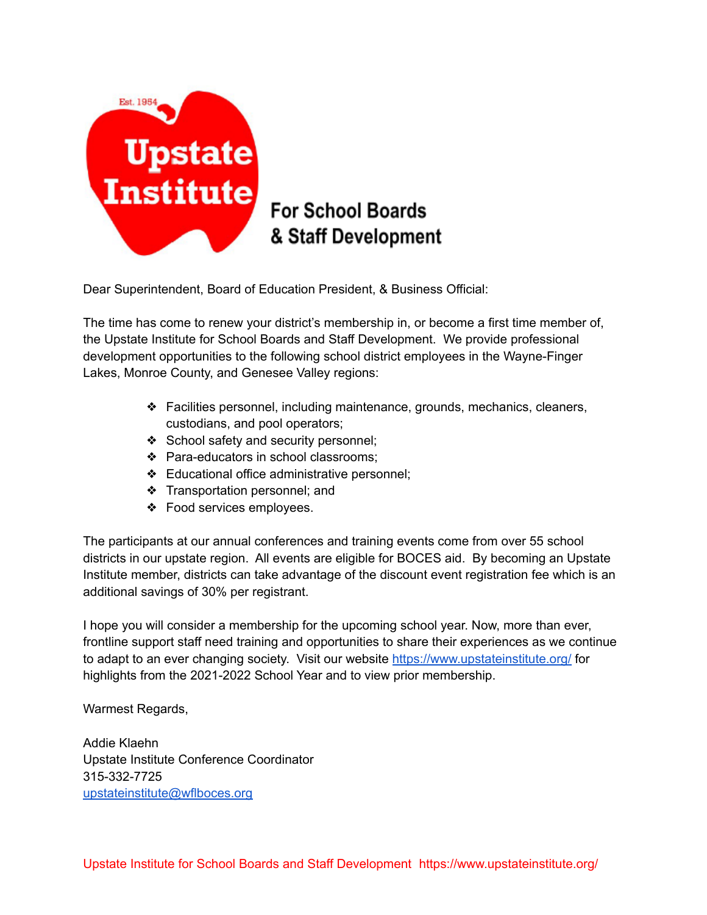Est. 1954

# Upstate Institute

## For School Boards & Staff Development

Dear Superintendent, Board of Education President, & Business Official:

The time has come to renew your district's membership in, or become a first time member of, the Upstate Institute for School Boards and Staff Development. We provide professional development opportunities to the following school district employees in the Wayne-Finger Lakes, Monroe County, and Genesee Valley regions:

- Facilities personnel, including maintenance, grounds, mechanics, cleaners, custodians, and pool operators;
- School safety and security personnel;
- Para-educators in school classrooms;
- Educational office administrative personnel;
- Transportation personnel; and
- Food services employees.

The participants at our annual conferences and training events come from over 55 school districts in our upstate region. All events are eligible for BOCES aid. By becoming an Upstate Institute member, districts can take advantage of the discount event registration fee which is an additional savings of 30% per registrant.

I hope you will consider a membership for the upcoming school year. Now, more than ever, frontline support staff need training and opportunities to share their experiences as we continue to adapt to an ever changing society. Visit our website https://www.upstateinstitute.org/ for highlights from the 2021-2022 School Year and to view prior membership.

Warmest Regards,

Addie Klaehn
Upstate Institute Conference Coordinator
315-332-7725
upstateinstitute@wflboces.org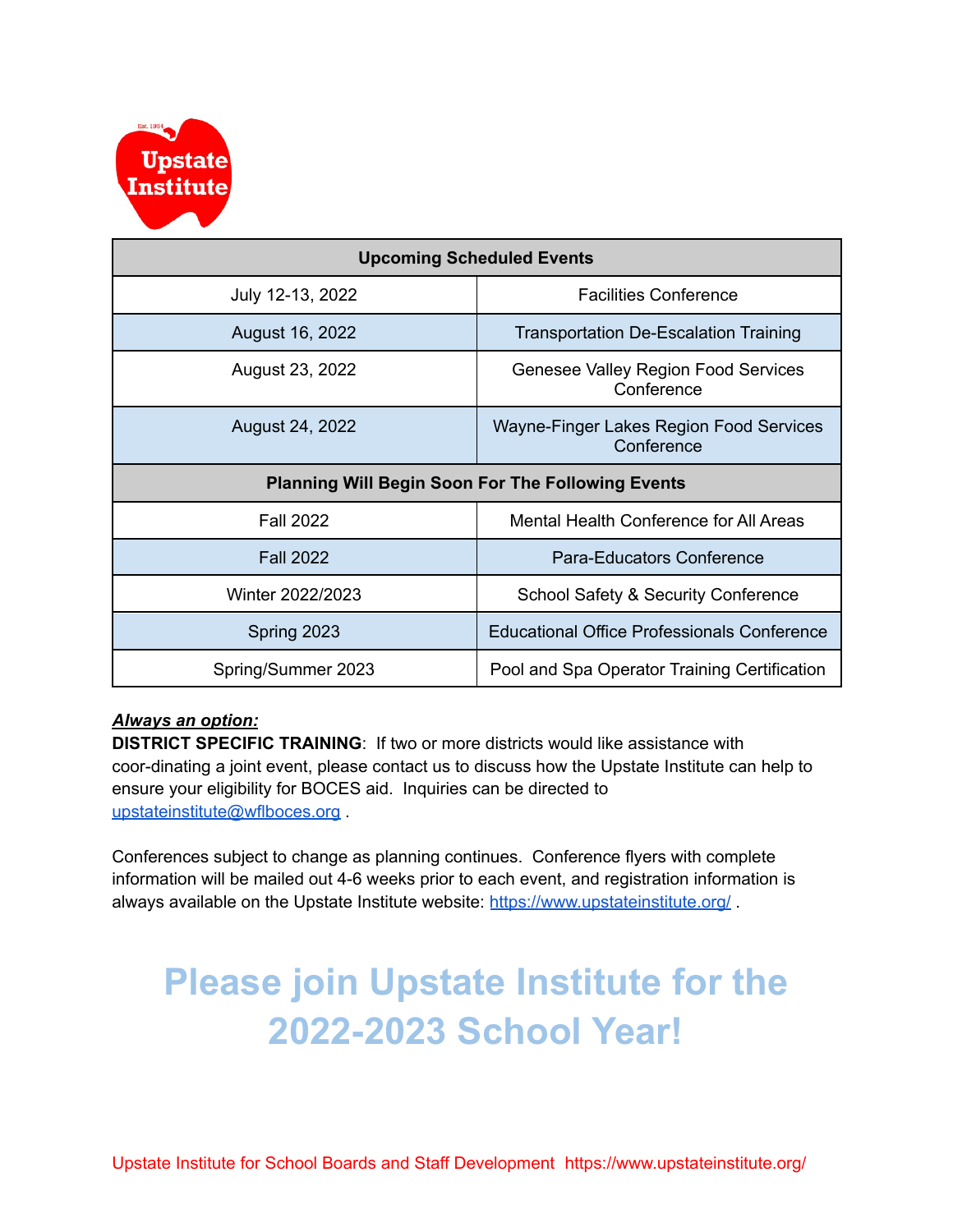| Upcoming Scheduled Events | |
|---|---|
| July 12-13, 2022 | Facilities Conference |
| August 16, 2022 | Transportation De-Escalation Training |
| August 23, 2022 | Genesee Valley Region Food Services Conference |
| August 24, 2022 | Wayne-Finger Lakes Region Food Services Conference |
| **Planning Will Begin Soon For The Following Events** | |
| Fall 2022 | Mental Health Conference for All Areas |
| Fall 2022 | Para-Educators Conference |
| Winter 2022/2023 | School Safety & Security Conference |
| Spring 2023 | Educational Office Professionals Conference |
| Spring/Summer 2023 | Pool and Spa Operator Training Certification |

***Always an option:***

**DISTRICT SPECIFIC TRAINING**: If two or more districts would like assistance with coor-dinating a joint event, please contact us to discuss how the Upstate Institute can help to ensure your eligibility for BOCES aid. Inquiries can be directed to upstateinstitute@wflboces.org .

Conferences subject to change as planning continues. Conference flyers with complete information will be mailed out 4-6 weeks prior to each event, and registration information is always available on the Upstate Institute website: https://www.upstateinstitute.org/ .

# Please join Upstate Institute for the 2022-2023 School Year!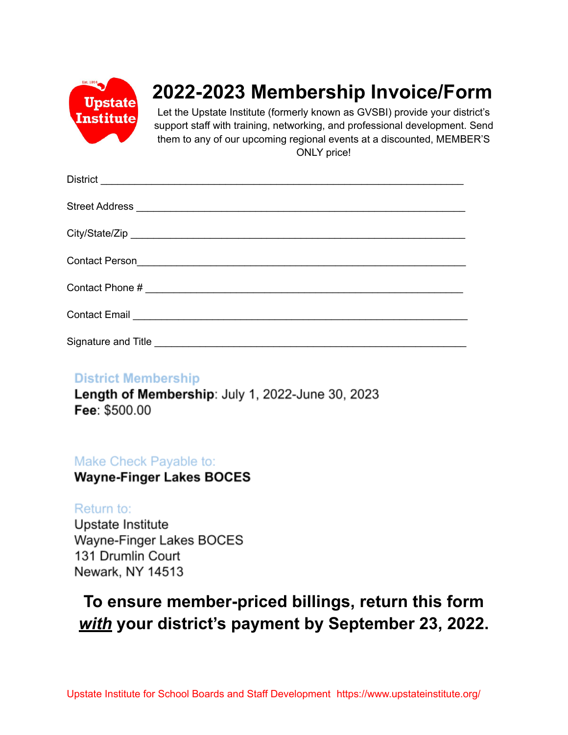# 2022-2023 Membership Invoice/Form

Let the Upstate Institute (formerly known as GVSBI) provide your district's support staff with training, networking, and professional development. Send them to any of our upcoming regional events at a discounted, MEMBER'S ONLY price!

District ___________________________________________________________

Street Address ______________________________________________________

City/State/Zip ______________________________________________________

Contact Person______________________________________________________

Contact Phone # ____________________________________________________

Contact Email _______________________________________________________

Signature and Title __________________________________________________

**District Membership**

**Length of Membership**: July 1, 2022-June 30, 2023

**Fee**: $500.00

Make Check Payable to:

**Wayne-Finger Lakes BOCES**

Return to:

Upstate Institute
Wayne-Finger Lakes BOCES
131 Drumlin Court
Newark, NY 14513

**To ensure member-priced billings, return this form *with* your district's payment by September 23, 2022.**

Upstate Institute for School Boards and Staff Development https://www.upstateinstitute.org/